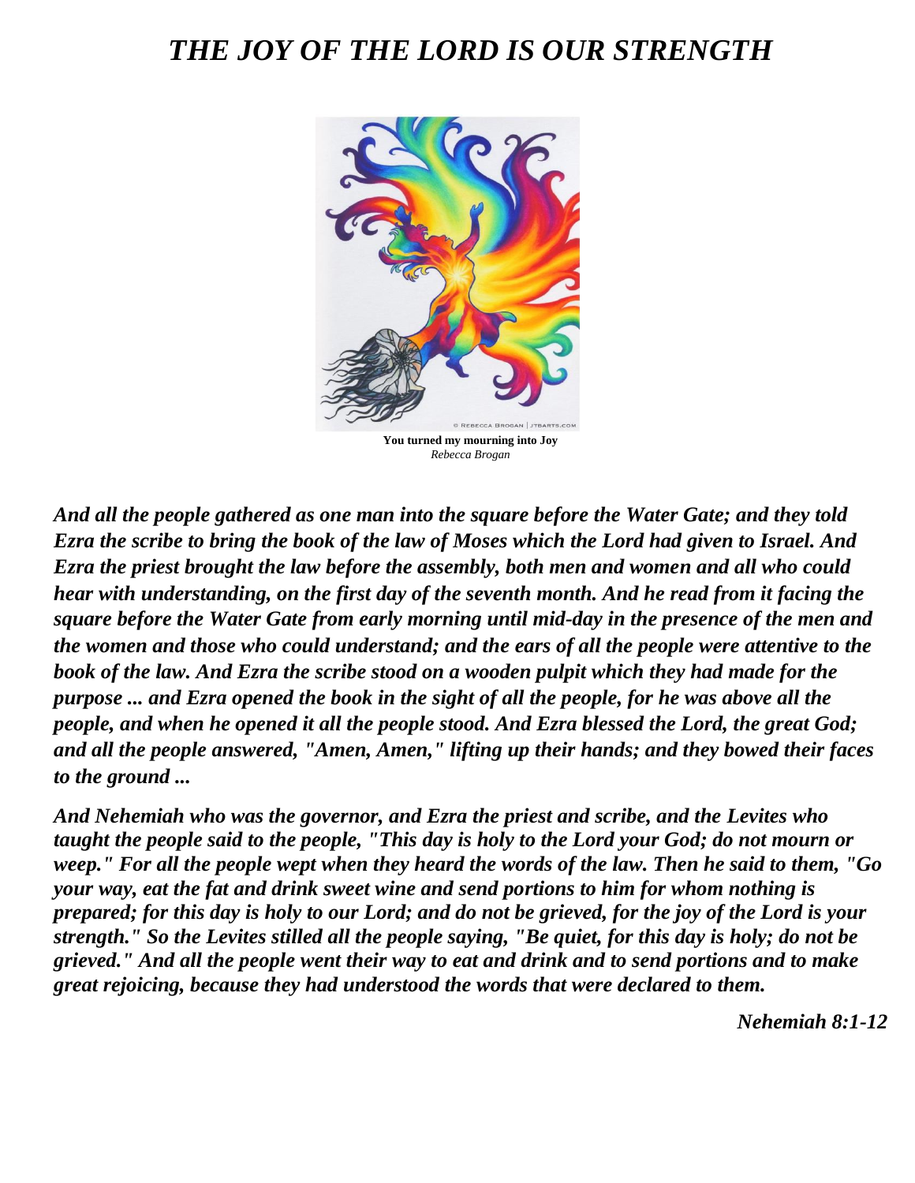# *THE JOY OF THE LORD IS OUR STRENGTH*

**You turned my mourning into Joy**
*Rebecca Brogan*

***And all the people gathered as one man into the square before the Water Gate; and they told Ezra the scribe to bring the book of the law of Moses which the Lord had given to Israel. And Ezra the priest brought the law before the assembly, both men and women and all who could hear with understanding, on the first day of the seventh month. And he read from it facing the square before the Water Gate from early morning until mid-day in the presence of the men and the women and those who could understand; and the ears of all the people were attentive to the book of the law. And Ezra the scribe stood on a wooden pulpit which they had made for the purpose ... and Ezra opened the book in the sight of all the people, for he was above all the people, and when he opened it all the people stood. And Ezra blessed the Lord, the great God; and all the people answered, "Amen, Amen," lifting up their hands; and they bowed their faces to the ground ...***

***And Nehemiah who was the governor, and Ezra the priest and scribe, and the Levites who taught the people said to the people, "This day is holy to the Lord your God; do not mourn or weep." For all the people wept when they heard the words of the law. Then he said to them, "Go your way, eat the fat and drink sweet wine and send portions to him for whom nothing is prepared; for this day is holy to our Lord; and do not be grieved, for the joy of the Lord is your strength." So the Levites stilled all the people saying, "Be quiet, for this day is holy; do not be grieved." And all the people went their way to eat and drink and to send portions and to make great rejoicing, because they had understood the words that were declared to them.***

***Nehemiah 8:1-12***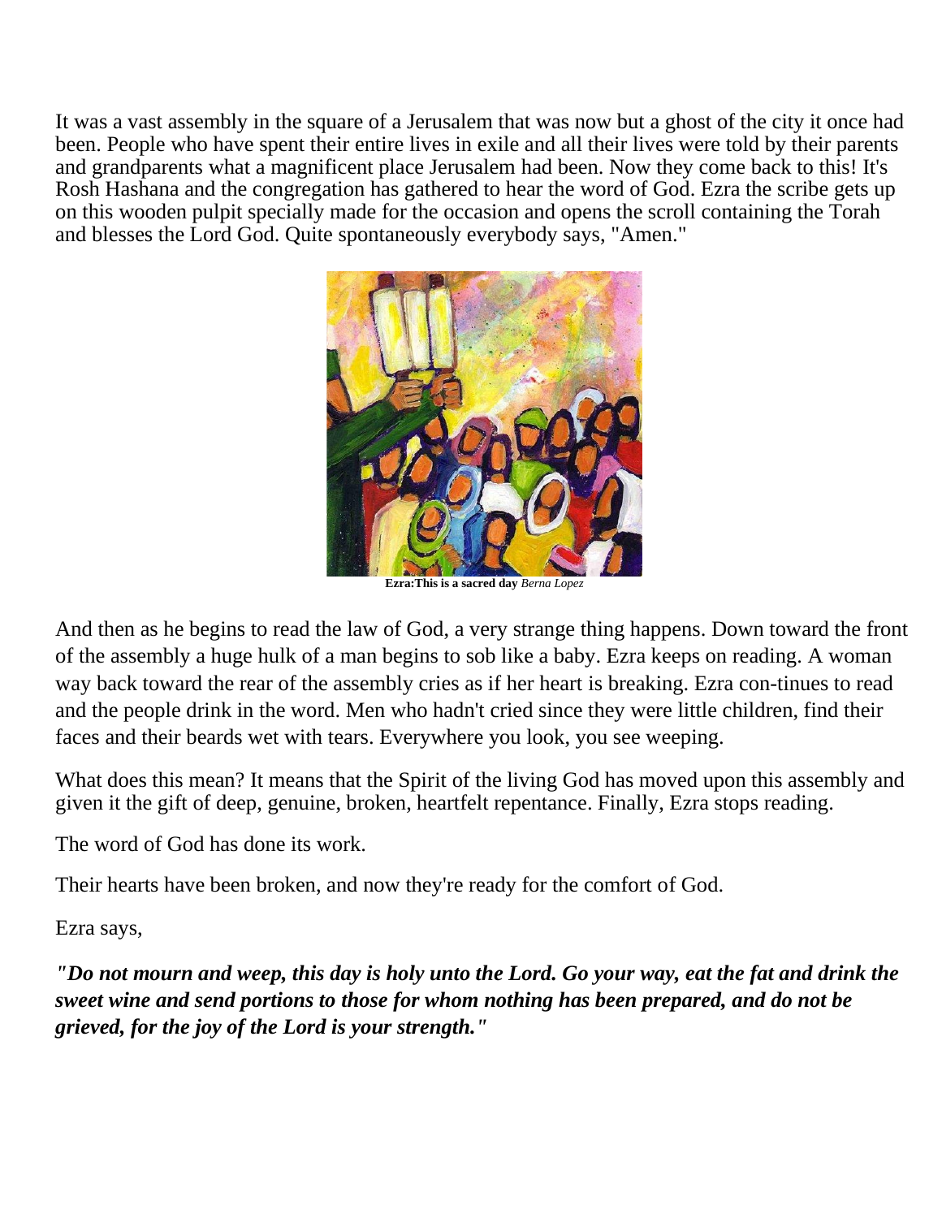It was a vast assembly in the square of a Jerusalem that was now but a ghost of the city it once had been. People who have spent their entire lives in exile and all their lives were told by their parents and grandparents what a magnificent place Jerusalem had been. Now they come back to this! It's Rosh Hashana and the congregation has gathered to hear the word of God. Ezra the scribe gets up on this wooden pulpit specially made for the occasion and opens the scroll containing the Torah and blesses the Lord God. Quite spontaneously everybody says, "Amen."

**Ezra:This is a sacred day** *Berna Lopez*

And then as he begins to read the law of God, a very strange thing happens. Down toward the front of the assembly a huge hulk of a man begins to sob like a baby. Ezra keeps on reading. A woman way back toward the rear of the assembly cries as if her heart is breaking. Ezra con-tinues to read and the people drink in the word. Men who hadn't cried since they were little children, find their faces and their beards wet with tears. Everywhere you look, you see weeping.

What does this mean? It means that the Spirit of the living God has moved upon this assembly and given it the gift of deep, genuine, broken, heartfelt repentance. Finally, Ezra stops reading.

The word of God has done its work.

Their hearts have been broken, and now they're ready for the comfort of God.

Ezra says,

***"Do not mourn and weep, this day is holy unto the Lord. Go your way, eat the fat and drink the sweet wine and send portions to those for whom nothing has been prepared, and do not be grieved, for the joy of the Lord is your strength."***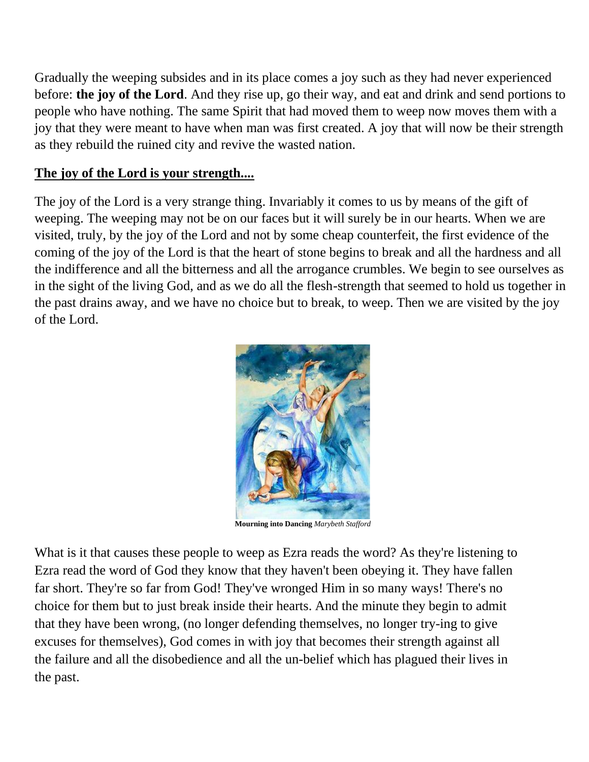Gradually the weeping subsides and in its place comes a joy such as they had never experienced before: **the joy of the Lord**. And they rise up, go their way, and eat and drink and send portions to people who have nothing. The same Spirit that had moved them to weep now moves them with a joy that they were meant to have when man was first created. A joy that will now be their strength as they rebuild the ruined city and revive the wasted nation.

**The joy of the Lord is your strength....**

The joy of the Lord is a very strange thing. Invariably it comes to us by means of the gift of weeping. The weeping may not be on our faces but it will surely be in our hearts. When we are visited, truly, by the joy of the Lord and not by some cheap counterfeit, the first evidence of the coming of the joy of the Lord is that the heart of stone begins to break and all the hardness and all the indifference and all the bitterness and all the arrogance crumbles. We begin to see ourselves as in the sight of the living God, and as we do all the flesh-strength that seemed to hold us together in the past drains away, and we have no choice but to break, to weep. Then we are visited by the joy of the Lord.

**Mourning into Dancing** *Marybeth Stafford*

What is it that causes these people to weep as Ezra reads the word? As they're listening to Ezra read the word of God they know that they haven't been obeying it. They have fallen far short. They're so far from God! They've wronged Him in so many ways! There's no choice for them but to just break inside their hearts. And the minute they begin to admit that they have been wrong, (no longer defending themselves, no longer try-ing to give excuses for themselves), God comes in with joy that becomes their strength against all the failure and all the disobedience and all the un-belief which has plagued their lives in the past.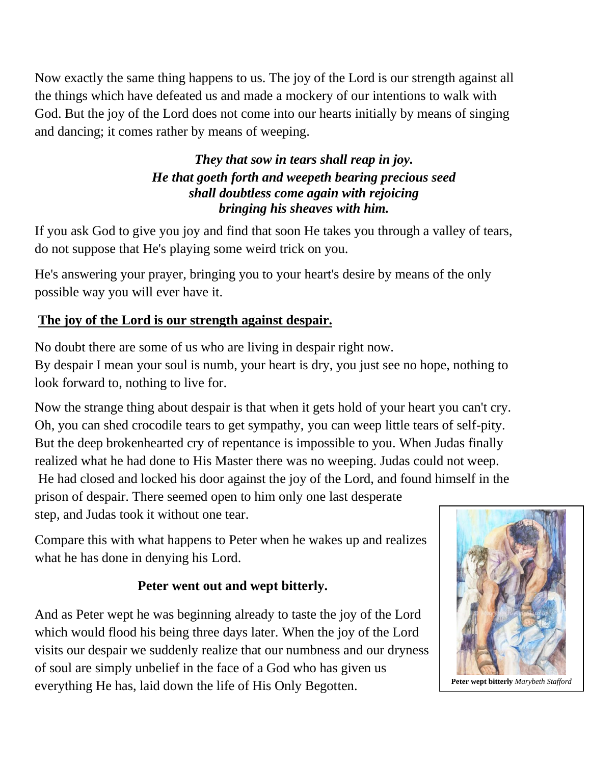Now exactly the same thing happens to us. The joy of the Lord is our strength against all the things which have defeated us and made a mockery of our intentions to walk with God. But the joy of the Lord does not come into our hearts initially by means of singing and dancing; it comes rather by means of weeping.

***They that sow in tears shall reap in joy.***
***He that goeth forth and weepeth bearing precious seed***
***shall doubtless come again with rejoicing***
***bringing his sheaves with him.***

If you ask God to give you joy and find that soon He takes you through a valley of tears, do not suppose that He's playing some weird trick on you.

He's answering your prayer, bringing you to your heart's desire by means of the only possible way you will ever have it.

**The joy of the Lord is our strength against despair.**

No doubt there are some of us who are living in despair right now.
By despair I mean your soul is numb, your heart is dry, you just see no hope, nothing to look forward to, nothing to live for.

Now the strange thing about despair is that when it gets hold of your heart you can't cry. Oh, you can shed crocodile tears to get sympathy, you can weep little tears of self-pity. But the deep brokenhearted cry of repentance is impossible to you. When Judas finally realized what he had done to His Master there was no weeping. Judas could not weep. He had closed and locked his door against the joy of the Lord, and found himself in the prison of despair. There seemed open to him only one last desperate step, and Judas took it without one tear.

Compare this with what happens to Peter when he wakes up and realizes what he has done in denying his Lord.

**Peter went out and wept bitterly.**

And as Peter wept he was beginning already to taste the joy of the Lord which would flood his being three days later. When the joy of the Lord visits our despair we suddenly realize that our numbness and our dryness of soul are simply unbelief in the face of a God who has given us everything He has, laid down the life of His Only Begotten.

**Peter wept bitterly** *Marybeth Stafford*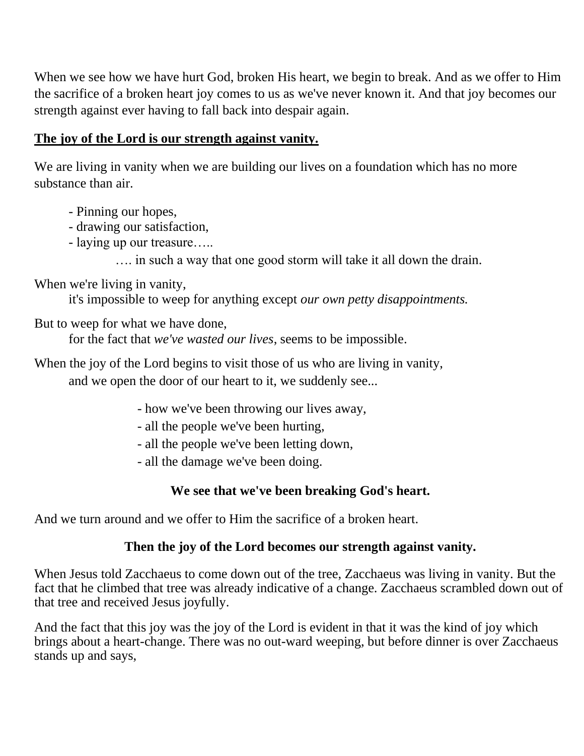When we see how we have hurt God, broken His heart, we begin to break. And as we offer to Him the sacrifice of a broken heart joy comes to us as we've never known it. And that joy becomes our strength against ever having to fall back into despair again.

**<u>The joy of the Lord is our strength against vanity.</u>**

We are living in vanity when we are building our lives on a foundation which has no more substance than air.

- Pinning our hopes,
- drawing our satisfaction,
- laying up our treasure…..

    …. in such a way that one good storm will take it all down the drain.

When we're living in vanity,
    it's impossible to weep for anything except *our own petty disappointments.*

But to weep for what we have done,
    for the fact that *we've wasted our lives*, seems to be impossible.

When the joy of the Lord begins to visit those of us who are living in vanity,
    and we open the door of our heart to it, we suddenly see...

- how we've been throwing our lives away,
- all the people we've been hurting,
- all the people we've been letting down,
- all the damage we've been doing.

**We see that we've been breaking God's heart.**

And we turn around and we offer to Him the sacrifice of a broken heart.

**Then the joy of the Lord becomes our strength against vanity.**

When Jesus told Zacchaeus to come down out of the tree, Zacchaeus was living in vanity. But the fact that he climbed that tree was already indicative of a change. Zacchaeus scrambled down out of that tree and received Jesus joyfully.

And the fact that this joy was the joy of the Lord is evident in that it was the kind of joy which brings about a heart-change. There was no out-ward weeping, but before dinner is over Zacchaeus stands up and says,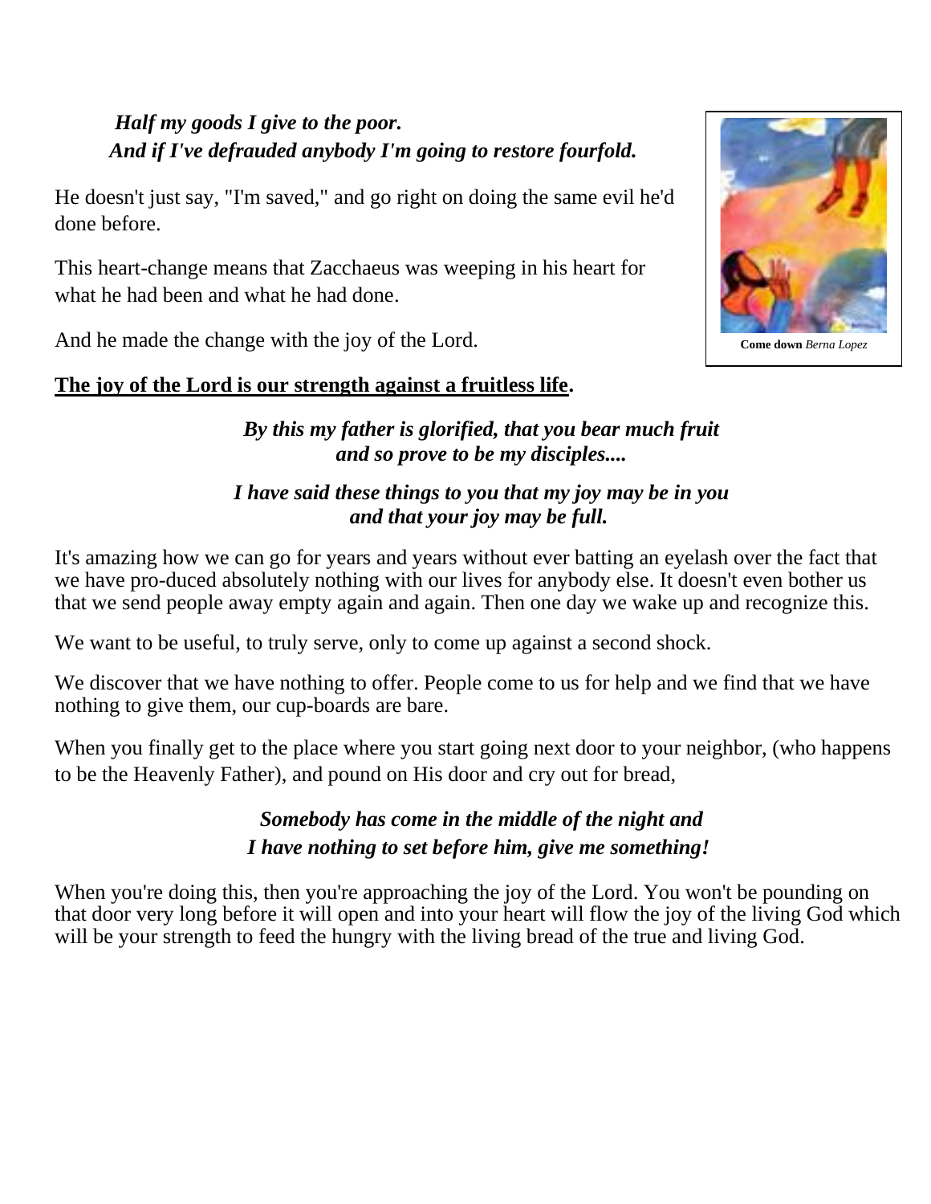*Half my goods I give to the poor.*
***And if I've defrauded anybody I'm going to restore fourfold.***

He doesn't just say, "I'm saved," and go right on doing the same evil he'd done before.

This heart-change means that Zacchaeus was weeping in his heart for what he had been and what he had done.

And he made the change with the joy of the Lord.

**Come down** *Berna Lopez*

**<u>The joy of the Lord is our strength against a fruitless life</u>.**

***By this my father is glorified, that you bear much fruit and so prove to be my disciples....***

***I have said these things to you that my joy may be in you and that your joy may be full.***

It's amazing how we can go for years and years without ever batting an eyelash over the fact that we have pro-duced absolutely nothing with our lives for anybody else. It doesn't even bother us that we send people away empty again and again. Then one day we wake up and recognize this.

We want to be useful, to truly serve, only to come up against a second shock.

We discover that we have nothing to offer. People come to us for help and we find that we have nothing to give them, our cup-boards are bare.

When you finally get to the place where you start going next door to your neighbor, (who happens to be the Heavenly Father), and pound on His door and cry out for bread,

***Somebody has come in the middle of the night and I have nothing to set before him, give me something!***

When you're doing this, then you're approaching the joy of the Lord. You won't be pounding on that door very long before it will open and into your heart will flow the joy of the living God which will be your strength to feed the hungry with the living bread of the true and living God.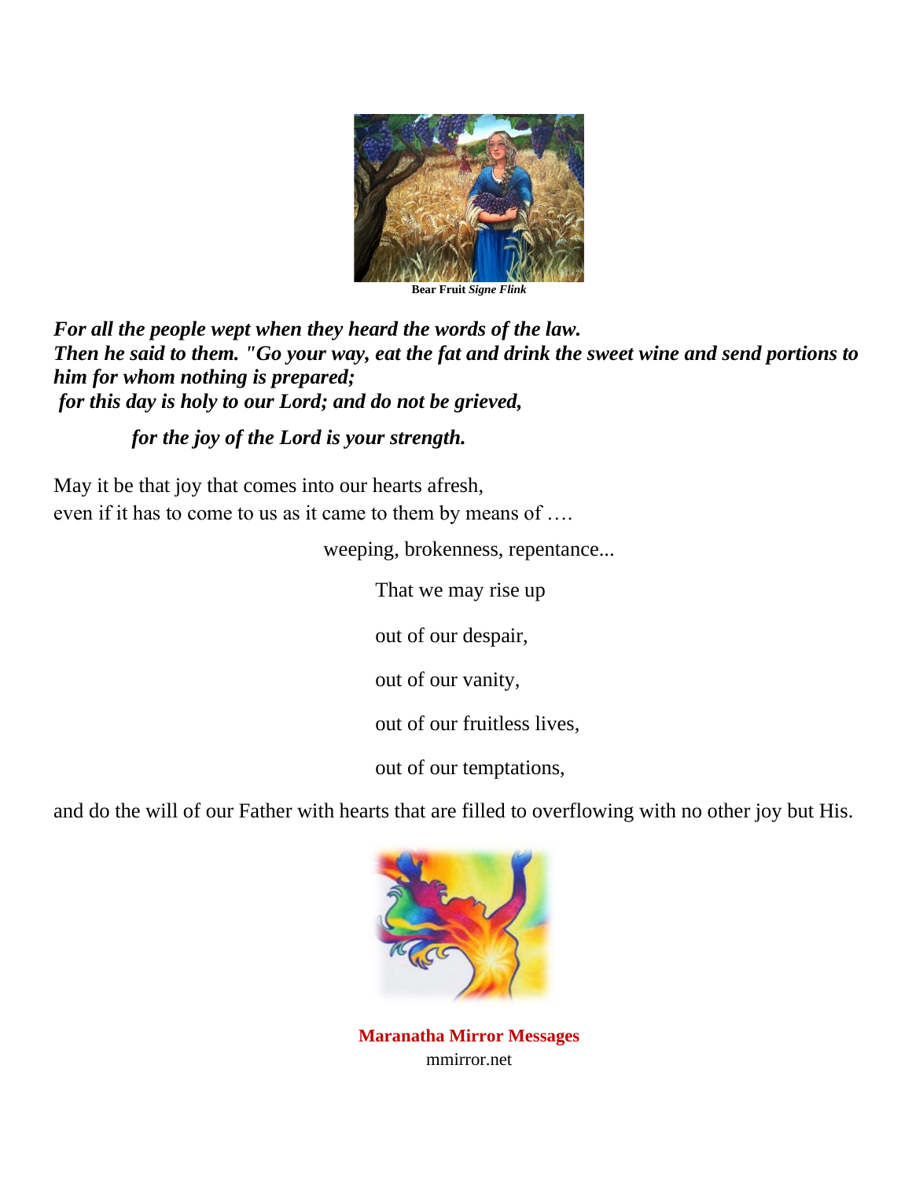**Bear Fruit** ***Signe Flink***

***For all the people wept when they heard the words of the law.***
***Then he said to them. "Go your way, eat the fat and drink the sweet wine and send portions to him for whom nothing is prepared;***
***for this day is holy to our Lord; and do not be grieved,***

***for the joy of the Lord is your strength.***

May it be that joy that comes into our hearts afresh,
even if it has to come to us as it came to them by means of ….

weeping, brokenness, repentance...

That we may rise up

out of our despair,

out of our vanity,

out of our fruitless lives,

out of our temptations,

and do the will of our Father with hearts that are filled to overflowing with no other joy but His.

**Maranatha Mirror Messages**
mmirror.net